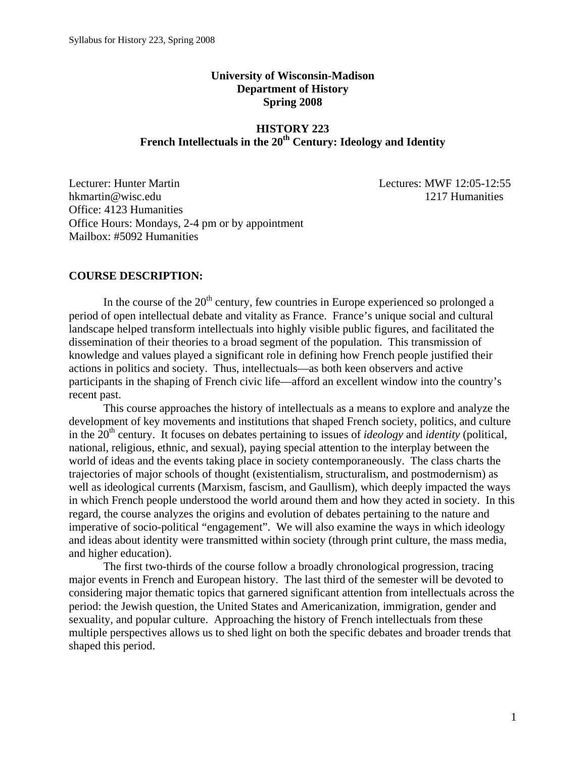**University of Wisconsin-Madison**
**Department of History**
**Spring 2008**

# HISTORY 223
## French Intellectuals in the 20th Century: Ideology and Identity

Lecturer: Hunter Martin
hkmartin@wisc.edu
Office: 4123 Humanities
Office Hours: Mondays, 2-4 pm or by appointment
Mailbox: #5092 Humanities

Lectures: MWF 12:05-12:55
1217 Humanities

### COURSE DESCRIPTION:

In the course of the 20th century, few countries in Europe experienced so prolonged a period of open intellectual debate and vitality as France. France's unique social and cultural landscape helped transform intellectuals into highly visible public figures, and facilitated the dissemination of their theories to a broad segment of the population. This transmission of knowledge and values played a significant role in defining how French people justified their actions in politics and society. Thus, intellectuals—as both keen observers and active participants in the shaping of French civic life—afford an excellent window into the country's recent past.

This course approaches the history of intellectuals as a means to explore and analyze the development of key movements and institutions that shaped French society, politics, and culture in the 20th century. It focuses on debates pertaining to issues of *ideology* and *identity* (political, national, religious, ethnic, and sexual), paying special attention to the interplay between the world of ideas and the events taking place in society contemporaneously. The class charts the trajectories of major schools of thought (existentialism, structuralism, and postmodernism) as well as ideological currents (Marxism, fascism, and Gaullism), which deeply impacted the ways in which French people understood the world around them and how they acted in society. In this regard, the course analyzes the origins and evolution of debates pertaining to the nature and imperative of socio-political "engagement". We will also examine the ways in which ideology and ideas about identity were transmitted within society (through print culture, the mass media, and higher education).

The first two-thirds of the course follow a broadly chronological progression, tracing major events in French and European history. The last third of the semester will be devoted to considering major thematic topics that garnered significant attention from intellectuals across the period: the Jewish question, the United States and Americanization, immigration, gender and sexuality, and popular culture. Approaching the history of French intellectuals from these multiple perspectives allows us to shed light on both the specific debates and broader trends that shaped this period.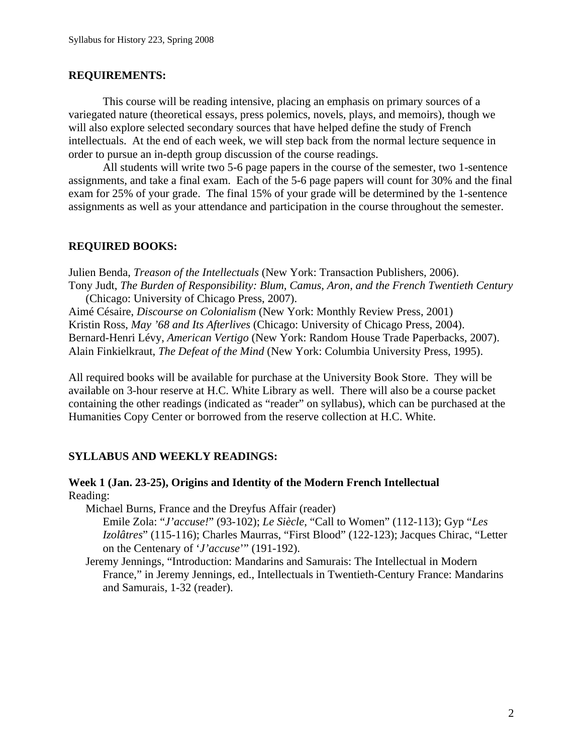## REQUIREMENTS:

This course will be reading intensive, placing an emphasis on primary sources of a variegated nature (theoretical essays, press polemics, novels, plays, and memoirs), though we will also explore selected secondary sources that have helped define the study of French intellectuals. At the end of each week, we will step back from the normal lecture sequence in order to pursue an in-depth group discussion of the course readings.

All students will write two 5-6 page papers in the course of the semester, two 1-sentence assignments, and take a final exam. Each of the 5-6 page papers will count for 30% and the final exam for 25% of your grade. The final 15% of your grade will be determined by the 1-sentence assignments as well as your attendance and participation in the course throughout the semester.

## REQUIRED BOOKS:

Julien Benda, *Treason of the Intellectuals* (New York: Transaction Publishers, 2006).
Tony Judt, *The Burden of Responsibility: Blum, Camus, Aron, and the French Twentieth Century* (Chicago: University of Chicago Press, 2007).
Aimé Césaire, *Discourse on Colonialism* (New York: Monthly Review Press, 2001)
Kristin Ross, *May '68 and Its Afterlives* (Chicago: University of Chicago Press, 2004).
Bernard-Henri Lévy, *American Vertigo* (New York: Random House Trade Paperbacks, 2007).
Alain Finkielkraut, *The Defeat of the Mind* (New York: Columbia University Press, 1995).

All required books will be available for purchase at the University Book Store. They will be available on 3-hour reserve at H.C. White Library as well. There will also be a course packet containing the other readings (indicated as "reader" on syllabus), which can be purchased at the Humanities Copy Center or borrowed from the reserve collection at H.C. White.

## SYLLABUS AND WEEKLY READINGS:

**Week 1 (Jan. 23-25), Origins and Identity of the Modern French Intellectual**
Reading:

- Michael Burns, France and the Dreyfus Affair (reader)
  - Emile Zola: "*J'accuse!*" (93-102); *Le Siècle*, "Call to Women" (112-113); Gyp "*Les Izolâtres*" (115-116); Charles Maurras, "First Blood" (122-123); Jacques Chirac, "Letter on the Centenary of '*J'accuse*'" (191-192).
- Jeremy Jennings, "Introduction: Mandarins and Samurais: The Intellectual in Modern France," in Jeremy Jennings, ed., Intellectuals in Twentieth-Century France: Mandarins and Samurais, 1-32 (reader).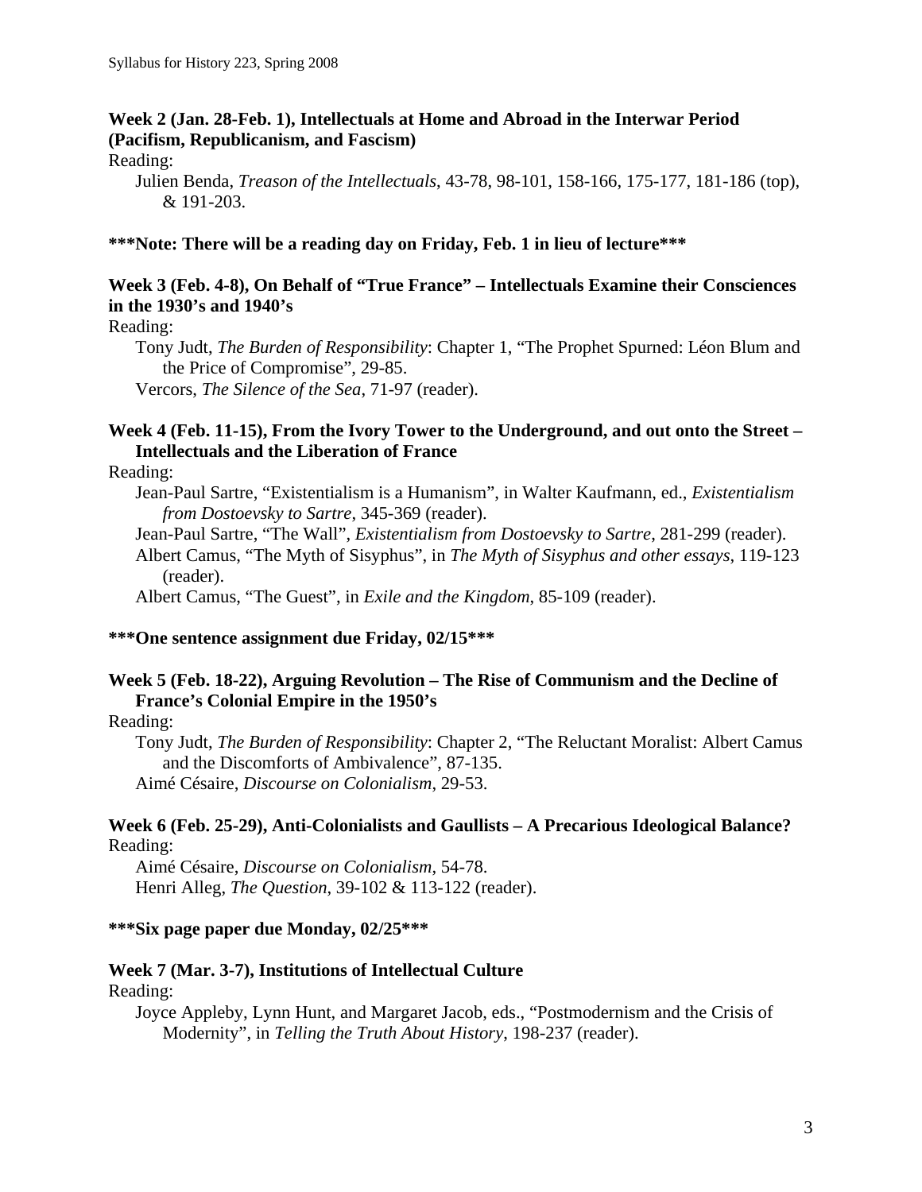**Week 2 (Jan. 28-Feb. 1), Intellectuals at Home and Abroad in the Interwar Period (Pacifism, Republicanism, and Fascism)**

Reading:

Julien Benda, *Treason of the Intellectuals*, 43-78, 98-101, 158-166, 175-177, 181-186 (top), & 191-203.

**\*\*\*Note: There will be a reading day on Friday, Feb. 1 in lieu of lecture\*\*\***

**Week 3 (Feb. 4-8), On Behalf of "True France" – Intellectuals Examine their Consciences in the 1930's and 1940's**

Reading:

Tony Judt, *The Burden of Responsibility*: Chapter 1, "The Prophet Spurned: Léon Blum and the Price of Compromise", 29-85.

Vercors, *The Silence of the Sea*, 71-97 (reader).

**Week 4 (Feb. 11-15), From the Ivory Tower to the Underground, and out onto the Street – Intellectuals and the Liberation of France**

Reading:

Jean-Paul Sartre, "Existentialism is a Humanism", in Walter Kaufmann, ed., *Existentialism from Dostoevsky to Sartre*, 345-369 (reader).

Jean-Paul Sartre, "The Wall", *Existentialism from Dostoevsky to Sartre*, 281-299 (reader).

Albert Camus, "The Myth of Sisyphus", in *The Myth of Sisyphus and other essays*, 119-123 (reader).

Albert Camus, "The Guest", in *Exile and the Kingdom*, 85-109 (reader).

**\*\*\*One sentence assignment due Friday, 02/15\*\*\***

**Week 5 (Feb. 18-22), Arguing Revolution – The Rise of Communism and the Decline of France's Colonial Empire in the 1950's**

Reading:

Tony Judt, *The Burden of Responsibility*: Chapter 2, "The Reluctant Moralist: Albert Camus and the Discomforts of Ambivalence", 87-135.

Aimé Césaire, *Discourse on Colonialism*, 29-53.

**Week 6 (Feb. 25-29), Anti-Colonialists and Gaullists – A Precarious Ideological Balance?**

Reading:

Aimé Césaire, *Discourse on Colonialism*, 54-78.

Henri Alleg, *The Question*, 39-102 & 113-122 (reader).

**\*\*\*Six page paper due Monday, 02/25\*\*\***

**Week 7 (Mar. 3-7), Institutions of Intellectual Culture**

Reading:

Joyce Appleby, Lynn Hunt, and Margaret Jacob, eds., "Postmodernism and the Crisis of Modernity", in *Telling the Truth About History*, 198-237 (reader).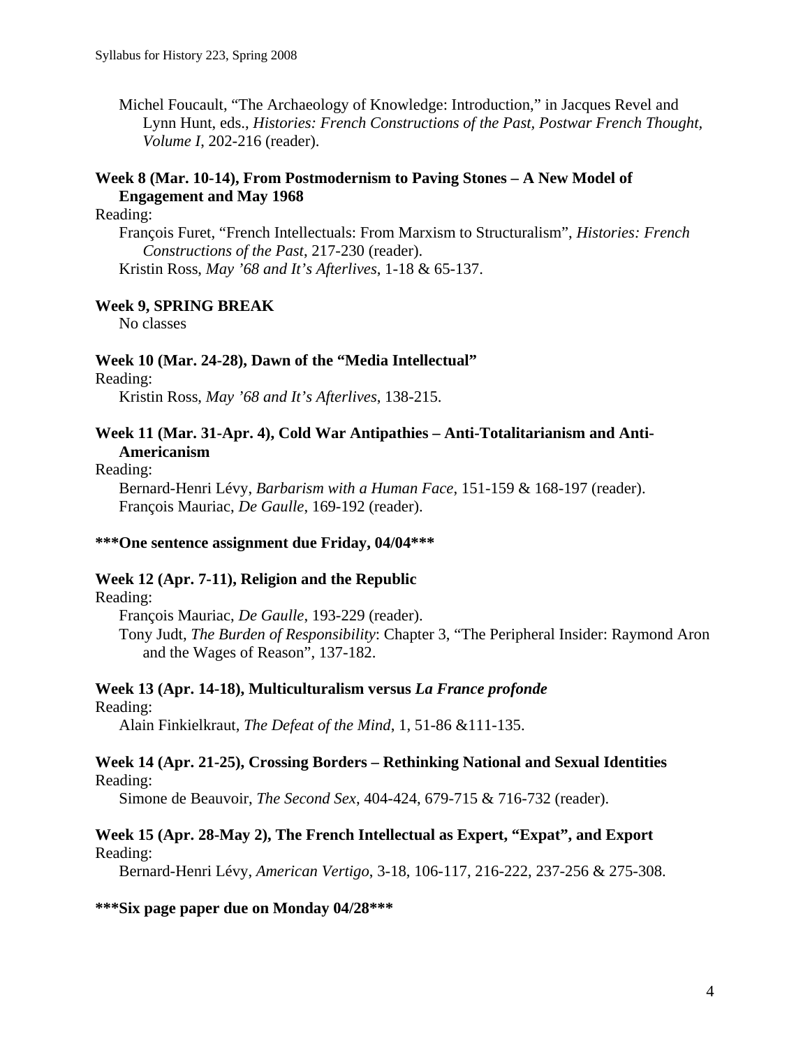Michel Foucault, "The Archaeology of Knowledge: Introduction," in Jacques Revel and Lynn Hunt, eds., *Histories: French Constructions of the Past, Postwar French Thought, Volume I*, 202-216 (reader).

**Week 8 (Mar. 10-14), From Postmodernism to Paving Stones – A New Model of Engagement and May 1968**

Reading:

François Furet, "French Intellectuals: From Marxism to Structuralism", *Histories: French Constructions of the Past*, 217-230 (reader).
Kristin Ross, *May '68 and It's Afterlives*, 1-18 & 65-137.

**Week 9, SPRING BREAK**

No classes

**Week 10 (Mar. 24-28), Dawn of the "Media Intellectual"**

Reading:

Kristin Ross, *May '68 and It's Afterlives*, 138-215.

**Week 11 (Mar. 31-Apr. 4), Cold War Antipathies – Anti-Totalitarianism and Anti-Americanism**

Reading:

Bernard-Henri Lévy, *Barbarism with a Human Face*, 151-159 & 168-197 (reader).
François Mauriac, *De Gaulle*, 169-192 (reader).

**\*\*\*One sentence assignment due Friday, 04/04\*\*\***

**Week 12 (Apr. 7-11), Religion and the Republic**

Reading:

François Mauriac, *De Gaulle*, 193-229 (reader).
Tony Judt, *The Burden of Responsibility*: Chapter 3, "The Peripheral Insider: Raymond Aron and the Wages of Reason", 137-182.

**Week 13 (Apr. 14-18), Multiculturalism versus *La France profonde***

Reading:

Alain Finkielkraut, *The Defeat of the Mind*, 1, 51-86 &111-135.

**Week 14 (Apr. 21-25), Crossing Borders – Rethinking National and Sexual Identities**

Reading:

Simone de Beauvoir, *The Second Sex*, 404-424, 679-715 & 716-732 (reader).

**Week 15 (Apr. 28-May 2), The French Intellectual as Expert, "Expat", and Export**

Reading:

Bernard-Henri Lévy, *American Vertigo*, 3-18, 106-117, 216-222, 237-256 & 275-308.

**\*\*\*Six page paper due on Monday 04/28\*\*\***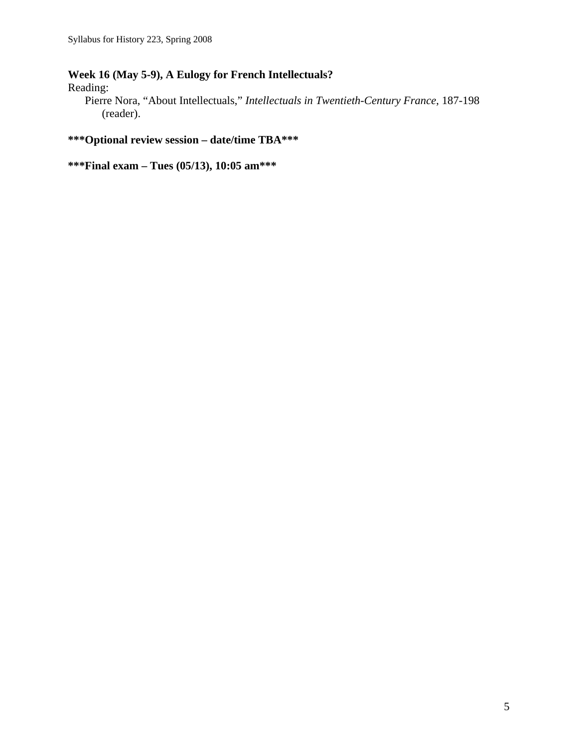**Week 16 (May 5-9), A Eulogy for French Intellectuals?**

Reading:

Pierre Nora, "About Intellectuals," *Intellectuals in Twentieth-Century France*, 187-198 (reader).

**\*\*\*Optional review session – date/time TBA\*\*\***

**\*\*\*Final exam – Tues (05/13), 10:05 am\*\*\***